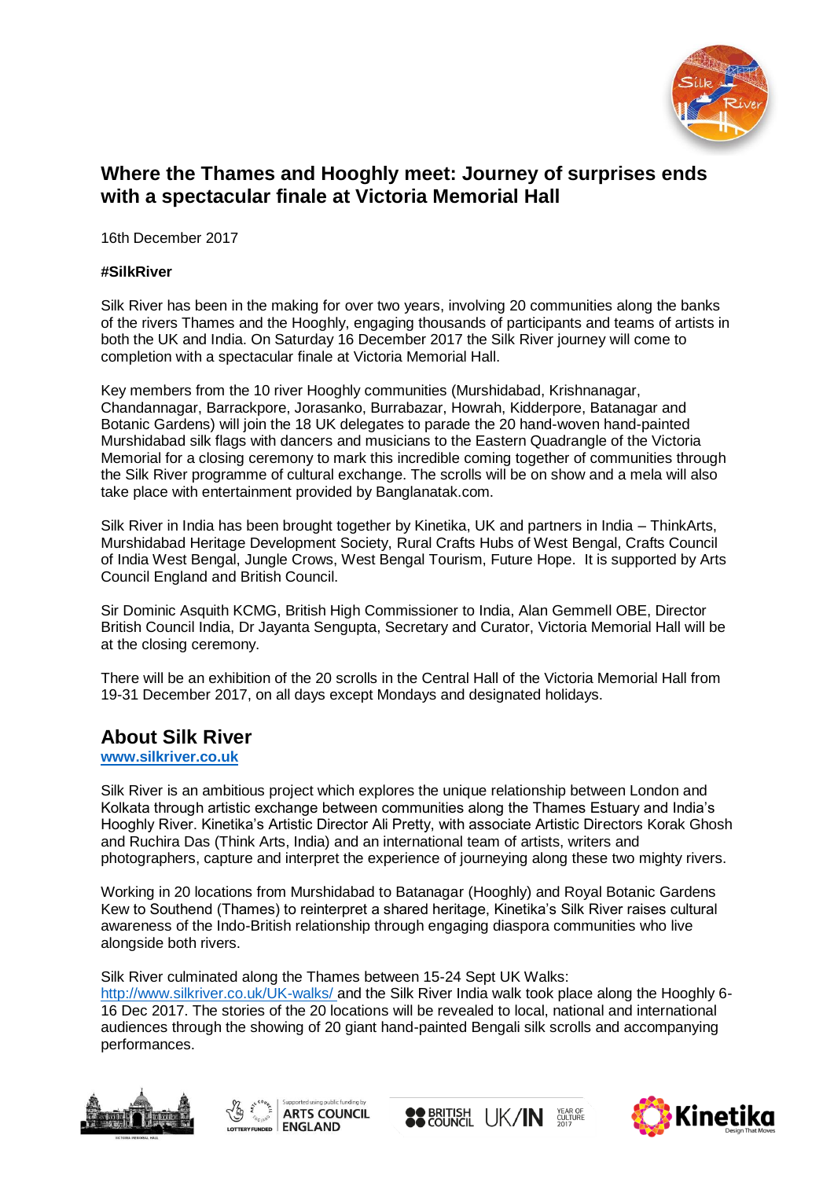# Where the Thames and Hooghly meet: Journey of surprises ends with a spectacular finale at Victoria Memorial Hall

16th December 2017

**#SilkRiver**

Silk River has been in the making for over two years, involving 20 communities along the banks of the rivers Thames and the Hooghly, engaging thousands of participants and teams of artists in both the UK and India. On Saturday 16 December 2017 the Silk River journey will come to completion with a spectacular finale at Victoria Memorial Hall.

Key members from the 10 river Hooghly communities (Murshidabad, Krishnanagar, Chandannagar, Barrackpore, Jorasanko, Burrabazar, Howrah, Kidderpore, Batanagar and Botanic Gardens) will join the 18 UK delegates to parade the 20 hand-woven hand-painted Murshidabad silk flags with dancers and musicians to the Eastern Quadrangle of the Victoria Memorial for a closing ceremony to mark this incredible coming together of communities through the Silk River programme of cultural exchange. The scrolls will be on show and a mela will also take place with entertainment provided by Banglanatak.com.

Silk River in India has been brought together by Kinetika, UK and partners in India – ThinkArts, Murshidabad Heritage Development Society, Rural Crafts Hubs of West Bengal, Crafts Council of India West Bengal, Jungle Crows, West Bengal Tourism, Future Hope. It is supported by Arts Council England and British Council.

Sir Dominic Asquith KCMG, British High Commissioner to India, Alan Gemmell OBE, Director British Council India, Dr Jayanta Sengupta, Secretary and Curator, Victoria Memorial Hall will be at the closing ceremony.

There will be an exhibition of the 20 scrolls in the Central Hall of the Victoria Memorial Hall from 19-31 December 2017, on all days except Mondays and designated holidays.

## About Silk River

[www.silkriver.co.uk](http://www.silkriver.co.uk)

Silk River is an ambitious project which explores the unique relationship between London and Kolkata through artistic exchange between communities along the Thames Estuary and India's Hooghly River. Kinetika's Artistic Director Ali Pretty, with associate Artistic Directors Korak Ghosh and Ruchira Das (Think Arts, India) and an international team of artists, writers and photographers, capture and interpret the experience of journeying along these two mighty rivers.

Working in 20 locations from Murshidabad to Batanagar (Hooghly) and Royal Botanic Gardens Kew to Southend (Thames) to reinterpret a shared heritage, Kinetika's Silk River raises cultural awareness of the Indo-British relationship through engaging diaspora communities who live alongside both rivers.

Silk River culminated along the Thames between 15-24 Sept UK Walks: [http://www.silkriver.co.uk/UK-walks/](http://www.silkriver.co.uk/UK-walks/) and the Silk River India walk took place along the Hooghly 6-16 Dec 2017. The stories of the 20 locations will be revealed to local, national and international audiences through the showing of 20 giant hand-painted Bengali silk scrolls and accompanying performances.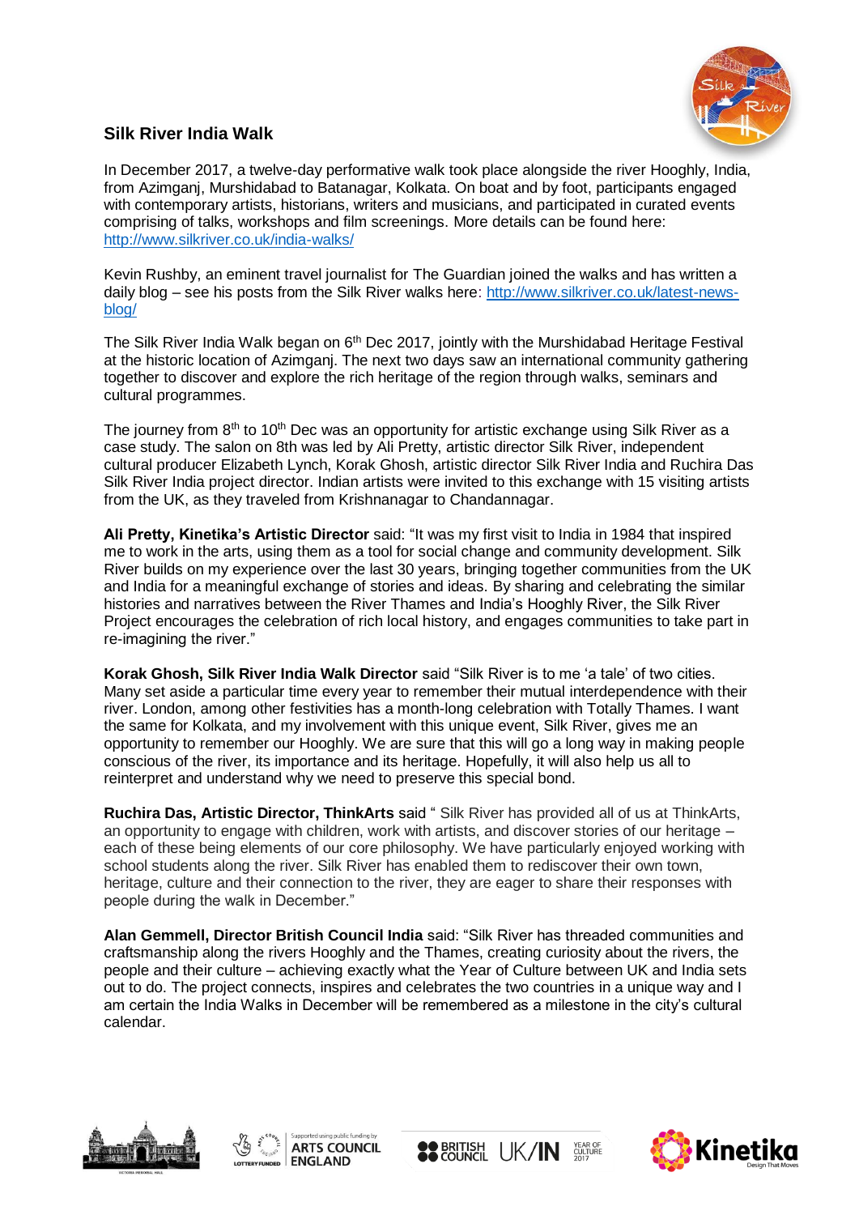## Silk River India Walk

In December 2017, a twelve-day performative walk took place alongside the river Hooghly, India, from Azimganj, Murshidabad to Batanagar, Kolkata. On boat and by foot, participants engaged with contemporary artists, historians, writers and musicians, and participated in curated events comprising of talks, workshops and film screenings. More details can be found here: http://www.silkriver.co.uk/india-walks/

Kevin Rushby, an eminent travel journalist for The Guardian joined the walks and has written a daily blog – see his posts from the Silk River walks here: http://www.silkriver.co.uk/latest-news-blog/

The Silk River India Walk began on 6th Dec 2017, jointly with the Murshidabad Heritage Festival at the historic location of Azimganj. The next two days saw an international community gathering together to discover and explore the rich heritage of the region through walks, seminars and cultural programmes.

The journey from 8th to 10th Dec was an opportunity for artistic exchange using Silk River as a case study. The salon on 8th was led by Ali Pretty, artistic director Silk River, independent cultural producer Elizabeth Lynch, Korak Ghosh, artistic director Silk River India and Ruchira Das Silk River India project director. Indian artists were invited to this exchange with 15 visiting artists from the UK, as they traveled from Krishnanagar to Chandannagar.

**Ali Pretty, Kinetika's Artistic Director** said: "It was my first visit to India in 1984 that inspired me to work in the arts, using them as a tool for social change and community development. Silk River builds on my experience over the last 30 years, bringing together communities from the UK and India for a meaningful exchange of stories and ideas. By sharing and celebrating the similar histories and narratives between the River Thames and India's Hooghly River, the Silk River Project encourages the celebration of rich local history, and engages communities to take part in re-imagining the river."

**Korak Ghosh, Silk River India Walk Director** said "Silk River is to me 'a tale' of two cities. Many set aside a particular time every year to remember their mutual interdependence with their river. London, among other festivities has a month-long celebration with Totally Thames. I want the same for Kolkata, and my involvement with this unique event, Silk River, gives me an opportunity to remember our Hooghly. We are sure that this will go a long way in making people conscious of the river, its importance and its heritage. Hopefully, it will also help us all to reinterpret and understand why we need to preserve this special bond.

**Ruchira Das, Artistic Director, ThinkArts** said " Silk River has provided all of us at ThinkArts, an opportunity to engage with children, work with artists, and discover stories of our heritage – each of these being elements of our core philosophy. We have particularly enjoyed working with school students along the river. Silk River has enabled them to rediscover their own town, heritage, culture and their connection to the river, they are eager to share their responses with people during the walk in December."

**Alan Gemmell, Director British Council India** said: "Silk River has threaded communities and craftsmanship along the rivers Hooghly and the Thames, creating curiosity about the rivers, the people and their culture – achieving exactly what the Year of Culture between UK and India sets out to do. The project connects, inspires and celebrates the two countries in a unique way and I am certain the India Walks in December will be remembered as a milestone in the city's cultural calendar.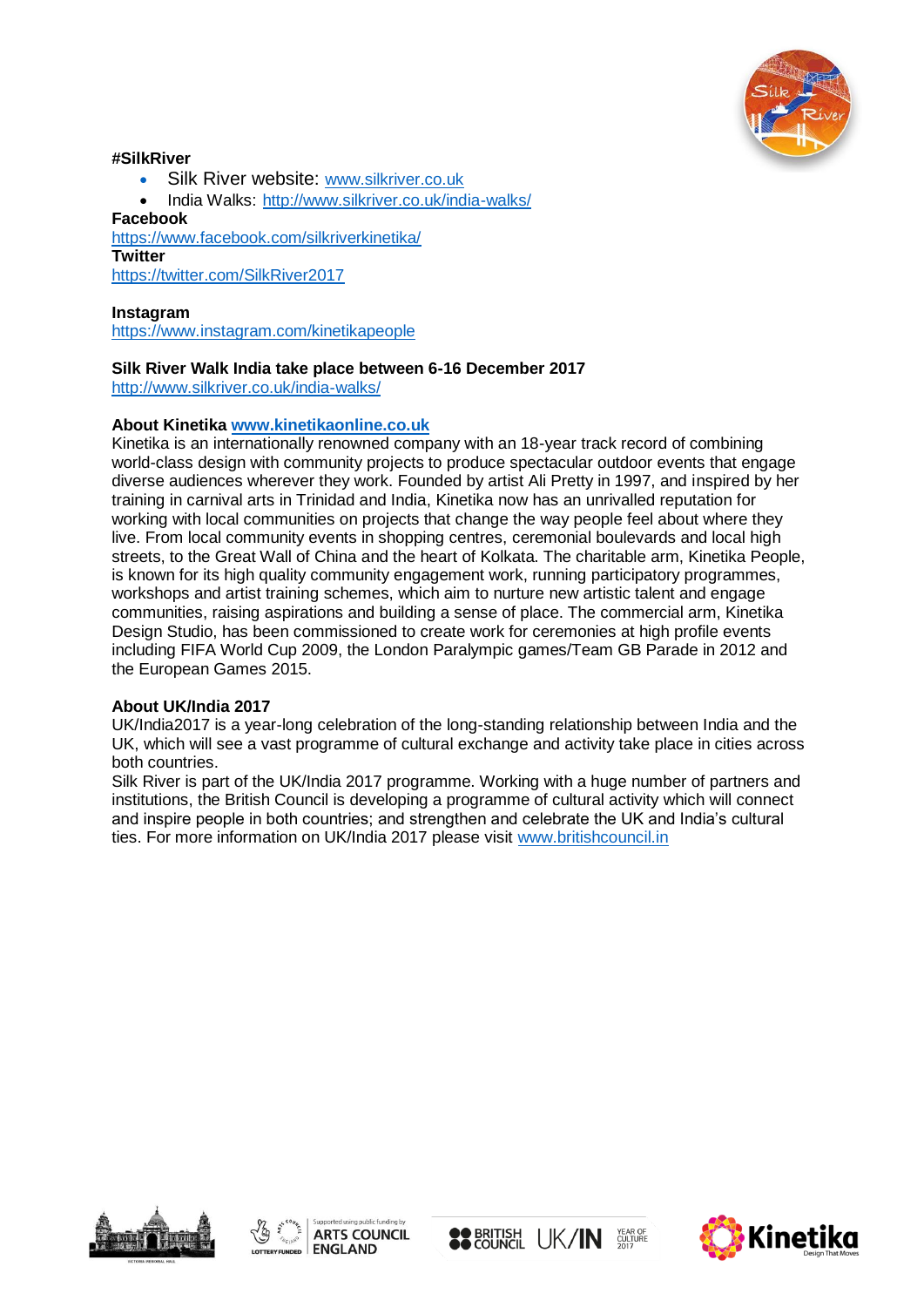**#SilkRiver**

- Silk River website: www.silkriver.co.uk
- India Walks: http://www.silkriver.co.uk/india-walks/

**Facebook**
https://www.facebook.com/silkriverkinetika/

**Twitter**
https://twitter.com/SilkRiver2017

**Instagram**
https://www.instagram.com/kinetikapeople

**Silk River Walk India take place between 6-16 December 2017**
http://www.silkriver.co.uk/india-walks/

**About Kinetika www.kinetikaonline.co.uk**
Kinetika is an internationally renowned company with an 18-year track record of combining world-class design with community projects to produce spectacular outdoor events that engage diverse audiences wherever they work. Founded by artist Ali Pretty in 1997, and inspired by her training in carnival arts in Trinidad and India, Kinetika now has an unrivalled reputation for working with local communities on projects that change the way people feel about where they live. From local community events in shopping centres, ceremonial boulevards and local high streets, to the Great Wall of China and the heart of Kolkata. The charitable arm, Kinetika People, is known for its high quality community engagement work, running participatory programmes, workshops and artist training schemes, which aim to nurture new artistic talent and engage communities, raising aspirations and building a sense of place. The commercial arm, Kinetika Design Studio, has been commissioned to create work for ceremonies at high profile events including FIFA World Cup 2009, the London Paralympic games/Team GB Parade in 2012 and the European Games 2015.

**About UK/India 2017**
UK/India2017 is a year-long celebration of the long-standing relationship between India and the UK, which will see a vast programme of cultural exchange and activity take place in cities across both countries.
Silk River is part of the UK/India 2017 programme. Working with a huge number of partners and institutions, the British Council is developing a programme of cultural activity which will connect and inspire people in both countries; and strengthen and celebrate the UK and India's cultural ties. For more information on UK/India 2017 please visit www.britishcouncil.in